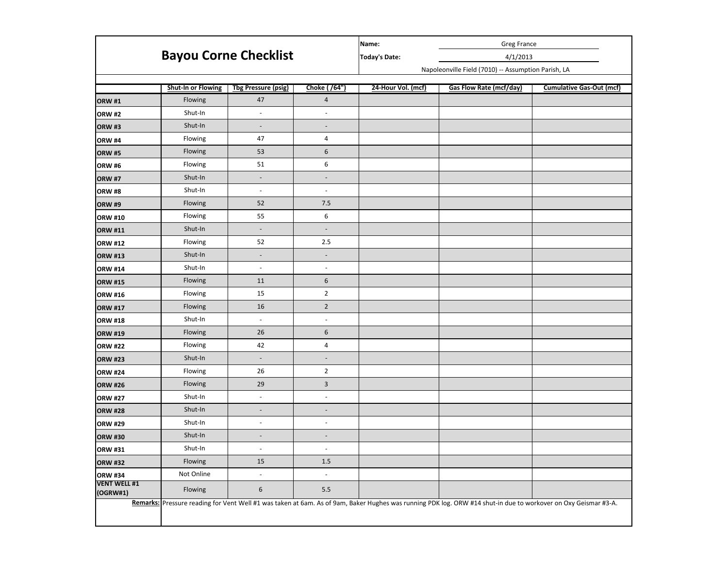# Bayou Corne Checklist

**Name:** Greg France

**Today's Date:** 4/1/2013

Napoleonville Field (7010) -- Assumption Parish, LA

| | Shut-In or Flowing | Tbg Pressure (psig) | Choke ( /64") | 24-Hour Vol. (mcf) | Gas Flow Rate (mcf/day) | Cumulative Gas-Out (mcf) |
|---|---|---|---|---|---|---|
| **ORW #1** | Flowing | 47 | 4 | | | |
| **ORW #2** | Shut-In | - | - | | | |
| **ORW #3** | Shut-In | - | - | | | |
| **ORW #4** | Flowing | 47 | 4 | | | |
| **ORW #5** | Flowing | 53 | 6 | | | |
| **ORW #6** | Flowing | 51 | 6 | | | |
| **ORW #7** | Shut-In | - | - | | | |
| **ORW #8** | Shut-In | - | - | | | |
| **ORW #9** | Flowing | 52 | 7.5 | | | |
| **ORW #10** | Flowing | 55 | 6 | | | |
| **ORW #11** | Shut-In | - | - | | | |
| **ORW #12** | Flowing | 52 | 2.5 | | | |
| **ORW #13** | Shut-In | - | - | | | |
| **ORW #14** | Shut-In | - | - | | | |
| **ORW #15** | Flowing | 11 | 6 | | | |
| **ORW #16** | Flowing | 15 | 2 | | | |
| **ORW #17** | Flowing | 16 | 2 | | | |
| **ORW #18** | Shut-In | - | - | | | |
| **ORW #19** | Flowing | 26 | 6 | | | |
| **ORW #22** | Flowing | 42 | 4 | | | |
| **ORW #23** | Shut-In | - | - | | | |
| **ORW #24** | Flowing | 26 | 2 | | | |
| **ORW #26** | Flowing | 29 | 3 | | | |
| **ORW #27** | Shut-In | - | - | | | |
| **ORW #28** | Shut-In | - | - | | | |
| **ORW #29** | Shut-In | - | - | | | |
| **ORW #30** | Shut-In | - | - | | | |
| **ORW #31** | Shut-In | - | - | | | |
| **ORW #32** | Flowing | 15 | 1.5 | | | |
| **ORW #34** | Not Online | - | - | | | |
| **VENT WELL #1 (OGRW#1)** | Flowing | 6 | 5.5 | | | |

**Remarks:** Pressure reading for Vent Well #1 was taken at 6am. As of 9am, Baker Hughes was running PDK log. ORW #14 shut-in due to workover on Oxy Geismar #3-A.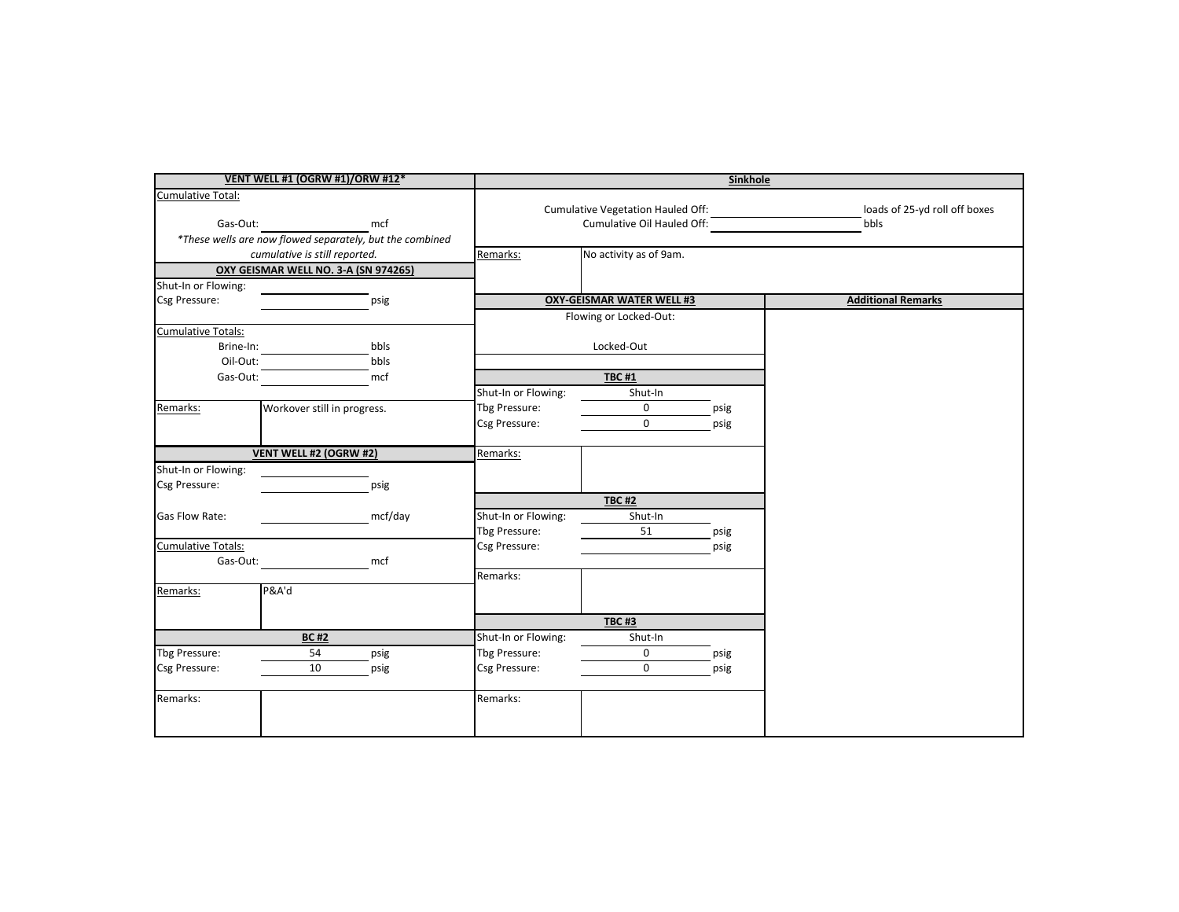## VENT WELL #1 (OGRW #1)/ORW #12*

Cumulative Total:

Gas-Out: ________ mcf

*These wells are now flowed separately, but the combined cumulative is still reported.*

## OXY GEISMAR WELL NO. 3-A (SN 974265)

| | | |
|---|---|---|
| Shut-In or Flowing: | | |
| Csg Pressure: | | psig |

Cumulative Totals:

| | | |
|---|---|---|
| Brine-In: | | bbls |
| Oil-Out: | | bbls |
| Gas-Out: | | mcf |

Remarks: Workover still in progress.

## VENT WELL #2 (OGRW #2)

| | | |
|---|---|---|
| Shut-In or Flowing: | | |
| Csg Pressure: | | psig |
| Gas Flow Rate: | | mcf/day |

Cumulative Totals:

| | | |
|---|---|---|
| Gas-Out: | | mcf |

Remarks: P&A'd

## BC #2

| | | |
|---|---|---|
| Tbg Pressure: | 54 | psig |
| Csg Pressure: | 10 | psig |

Remarks:

## Sinkhole

| | | |
|---|---|---|
| Cumulative Vegetation Hauled Off: | | loads of 25-yd roll off boxes |
| Cumulative Oil Hauled Off: | | bbls |

Remarks: No activity as of 9am.

## OXY-GEISMAR WATER WELL #3

Flowing or Locked-Out:

Locked-Out

## TBC #1

| | | |
|---|---|---|
| Shut-In or Flowing: | Shut-In | |
| Tbg Pressure: | 0 | psig |
| Csg Pressure: | 0 | psig |

Remarks:

## TBC #2

| | | |
|---|---|---|
| Shut-In or Flowing: | Shut-In | |
| Tbg Pressure: | 51 | psig |
| Csg Pressure: | | psig |

Remarks:

## TBC #3

| | | |
|---|---|---|
| Shut-In or Flowing: | Shut-In | |
| Tbg Pressure: | 0 | psig |
| Csg Pressure: | 0 | psig |

Remarks:

## Additional Remarks